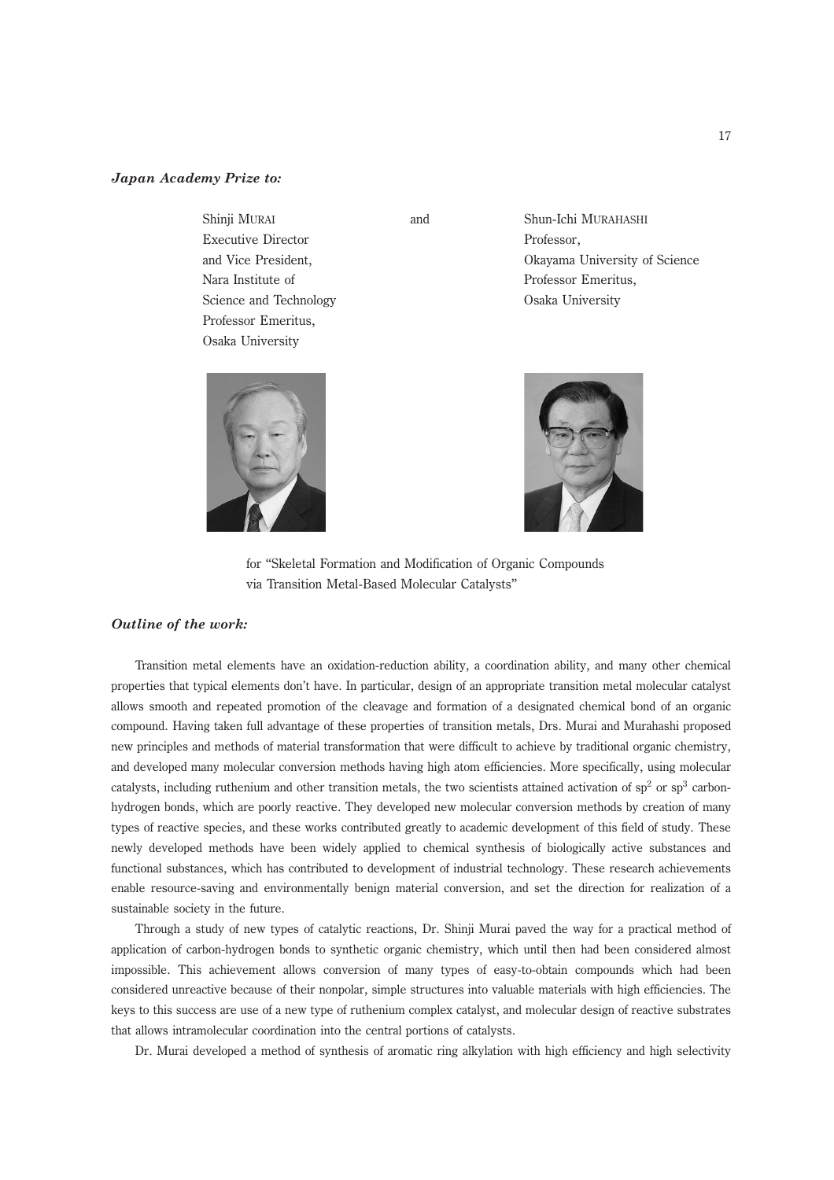***Japan Academy Prize to:***

| Shinji MURAI | and | Shun-Ichi MURAHASHI |
|---|---|---|
| Executive Director and Vice President, Nara Institute of Science and Technology Professor Emeritus, Osaka University | | Professor, Okayama University of Science Professor Emeritus, Osaka University |

for "Skeletal Formation and Modification of Organic Compounds via Transition Metal-Based Molecular Catalysts"

***Outline of the work:***

Transition metal elements have an oxidation-reduction ability, a coordination ability, and many other chemical properties that typical elements don't have. In particular, design of an appropriate transition metal molecular catalyst allows smooth and repeated promotion of the cleavage and formation of a designated chemical bond of an organic compound. Having taken full advantage of these properties of transition metals, Drs. Murai and Murahashi proposed new principles and methods of material transformation that were difficult to achieve by traditional organic chemistry, and developed many molecular conversion methods having high atom efficiencies. More specifically, using molecular catalysts, including ruthenium and other transition metals, the two scientists attained activation of $sp^2$ or $sp^3$ carbon-hydrogen bonds, which are poorly reactive. They developed new molecular conversion methods by creation of many types of reactive species, and these works contributed greatly to academic development of this field of study. These newly developed methods have been widely applied to chemical synthesis of biologically active substances and functional substances, which has contributed to development of industrial technology. These research achievements enable resource-saving and environmentally benign material conversion, and set the direction for realization of a sustainable society in the future.

Through a study of new types of catalytic reactions, Dr. Shinji Murai paved the way for a practical method of application of carbon-hydrogen bonds to synthetic organic chemistry, which until then had been considered almost impossible. This achievement allows conversion of many types of easy-to-obtain compounds which had been considered unreactive because of their nonpolar, simple structures into valuable materials with high efficiencies. The keys to this success are use of a new type of ruthenium complex catalyst, and molecular design of reactive substrates that allows intramolecular coordination into the central portions of catalysts.

Dr. Murai developed a method of synthesis of aromatic ring alkylation with high efficiency and high selectivity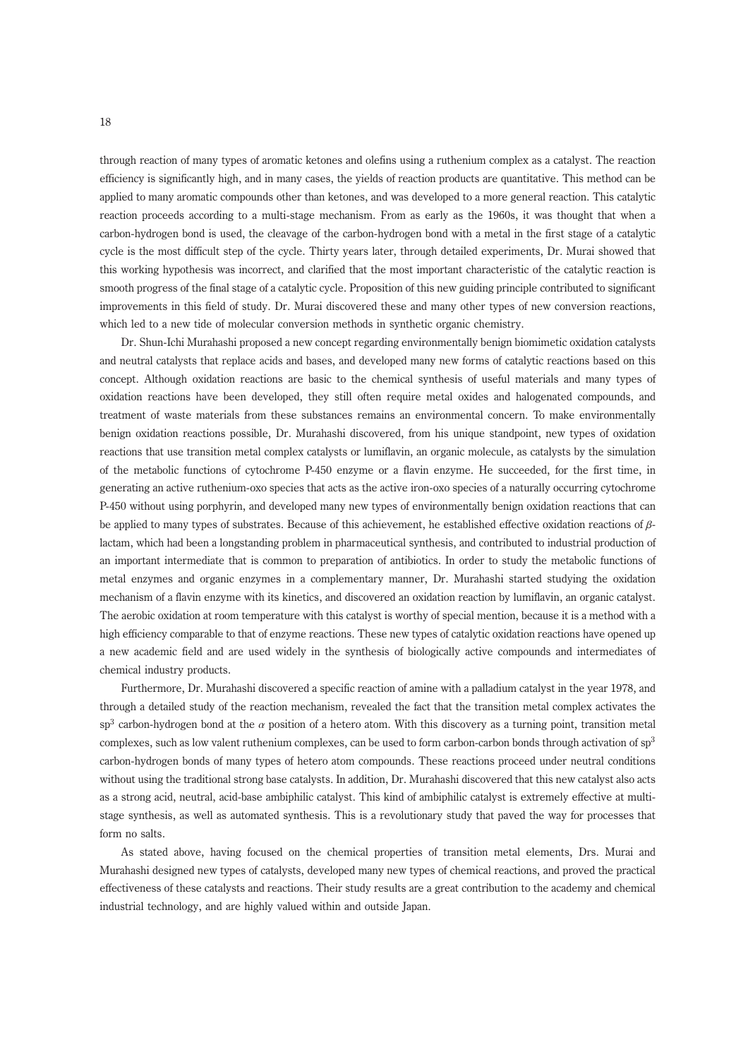through reaction of many types of aromatic ketones and olefins using a ruthenium complex as a catalyst. The reaction efficiency is significantly high, and in many cases, the yields of reaction products are quantitative. This method can be applied to many aromatic compounds other than ketones, and was developed to a more general reaction. This catalytic reaction proceeds according to a multi-stage mechanism. From as early as the 1960s, it was thought that when a carbon-hydrogen bond is used, the cleavage of the carbon-hydrogen bond with a metal in the first stage of a catalytic cycle is the most difficult step of the cycle. Thirty years later, through detailed experiments, Dr. Murai showed that this working hypothesis was incorrect, and clarified that the most important characteristic of the catalytic reaction is smooth progress of the final stage of a catalytic cycle. Proposition of this new guiding principle contributed to significant improvements in this field of study. Dr. Murai discovered these and many other types of new conversion reactions, which led to a new tide of molecular conversion methods in synthetic organic chemistry.

Dr. Shun-Ichi Murahashi proposed a new concept regarding environmentally benign biomimetic oxidation catalysts and neutral catalysts that replace acids and bases, and developed many new forms of catalytic reactions based on this concept. Although oxidation reactions are basic to the chemical synthesis of useful materials and many types of oxidation reactions have been developed, they still often require metal oxides and halogenated compounds, and treatment of waste materials from these substances remains an environmental concern. To make environmentally benign oxidation reactions possible, Dr. Murahashi discovered, from his unique standpoint, new types of oxidation reactions that use transition metal complex catalysts or lumiflavin, an organic molecule, as catalysts by the simulation of the metabolic functions of cytochrome P-450 enzyme or a flavin enzyme. He succeeded, for the first time, in generating an active ruthenium-oxo species that acts as the active iron-oxo species of a naturally occurring cytochrome P-450 without using porphyrin, and developed many new types of environmentally benign oxidation reactions that can be applied to many types of substrates. Because of this achievement, he established effective oxidation reactions of $\beta$-lactam, which had been a longstanding problem in pharmaceutical synthesis, and contributed to industrial production of an important intermediate that is common to preparation of antibiotics. In order to study the metabolic functions of metal enzymes and organic enzymes in a complementary manner, Dr. Murahashi started studying the oxidation mechanism of a flavin enzyme with its kinetics, and discovered an oxidation reaction by lumiflavin, an organic catalyst. The aerobic oxidation at room temperature with this catalyst is worthy of special mention, because it is a method with a high efficiency comparable to that of enzyme reactions. These new types of catalytic oxidation reactions have opened up a new academic field and are used widely in the synthesis of biologically active compounds and intermediates of chemical industry products.

Furthermore, Dr. Murahashi discovered a specific reaction of amine with a palladium catalyst in the year 1978, and through a detailed study of the reaction mechanism, revealed the fact that the transition metal complex activates the $sp^3$ carbon-hydrogen bond at the $\alpha$ position of a hetero atom. With this discovery as a turning point, transition metal complexes, such as low valent ruthenium complexes, can be used to form carbon-carbon bonds through activation of $sp^3$ carbon-hydrogen bonds of many types of hetero atom compounds. These reactions proceed under neutral conditions without using the traditional strong base catalysts. In addition, Dr. Murahashi discovered that this new catalyst also acts as a strong acid, neutral, acid-base ambiphilic catalyst. This kind of ambiphilic catalyst is extremely effective at multi-stage synthesis, as well as automated synthesis. This is a revolutionary study that paved the way for processes that form no salts.

As stated above, having focused on the chemical properties of transition metal elements, Drs. Murai and Murahashi designed new types of catalysts, developed many new types of chemical reactions, and proved the practical effectiveness of these catalysts and reactions. Their study results are a great contribution to the academy and chemical industrial technology, and are highly valued within and outside Japan.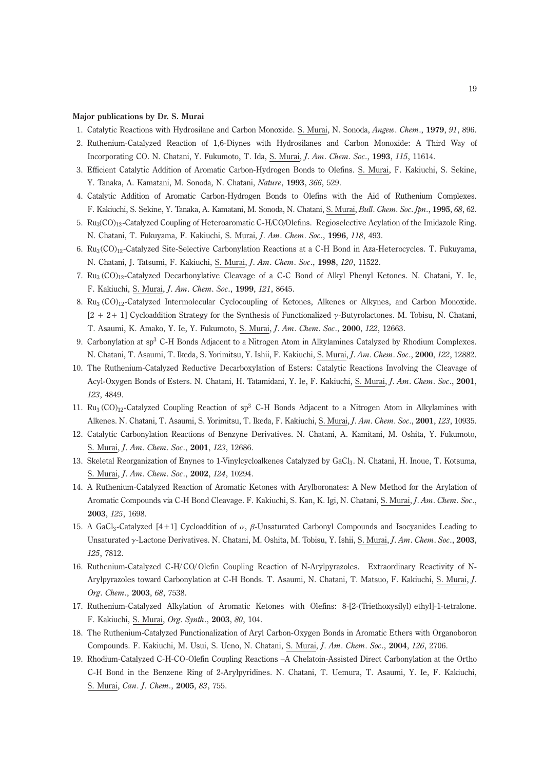**Major publications by Dr. S. Murai**

1. Catalytic Reactions with Hydrosilane and Carbon Monoxide. S. Murai, N. Sonoda, *Angew. Chem.*, **1979**, *91*, 896.
2. Ruthenium-Catalyzed Reaction of 1,6-Diynes with Hydrosilanes and Carbon Monoxide: A Third Way of Incorporating CO. N. Chatani, Y. Fukumoto, T. Ida, S. Murai, *J. Am. Chem. Soc.*, **1993**, *115*, 11614.
3. Efficient Catalytic Addition of Aromatic Carbon-Hydrogen Bonds to Olefins. S. Murai, F. Kakiuchi, S. Sekine, Y. Tanaka, A. Kamatani, M. Sonoda, N. Chatani, *Nature*, **1993**, *366*, 529.
4. Catalytic Addition of Aromatic Carbon-Hydrogen Bonds to Olefins with the Aid of Ruthenium Complexes. F. Kakiuchi, S. Sekine, Y. Tanaka, A. Kamatani, M. Sonoda, N. Chatani, S. Murai, *Bull. Chem. Soc. Jpn.*, **1995**, *68*, 62.
5. $Ru_3(CO)_{12}$-Catalyzed Coupling of Heteroaromatic C-H/CO/Olefins. Regioselective Acylation of the Imidazole Ring. N. Chatani, T. Fukuyama, F. Kakiuchi, S. Murai, *J. Am. Chem. Soc.*, **1996**, *118*, 493.
6. $Ru_3(CO)_{12}$-Catalyzed Site-Selective Carbonylation Reactions at a C-H Bond in Aza-Heterocycles. T. Fukuyama, N. Chatani, J. Tatsumi, F. Kakiuchi, S. Murai, *J. Am. Chem. Soc.*, **1998**, *120*, 11522.
7. $Ru_3(CO)_{12}$-Catalyzed Decarbonylative Cleavage of a C-C Bond of Alkyl Phenyl Ketones. N. Chatani, Y. Ie, F. Kakiuchi, S. Murai, *J. Am. Chem. Soc.*, **1999**, *121*, 8645.
8. $Ru_3(CO)_{12}$-Catalyzed Intermolecular Cyclocoupling of Ketones, Alkenes or Alkynes, and Carbon Monoxide. [2 + 2+ 1] Cycloaddition Strategy for the Synthesis of Functionalized $\gamma$-Butyrolactones. M. Tobisu, N. Chatani, T. Asaumi, K. Amako, Y. Ie, Y. Fukumoto, S. Murai, *J. Am. Chem. Soc.*, **2000**, *122*, 12663.
9. Carbonylation at $sp^3$ C-H Bonds Adjacent to a Nitrogen Atom in Alkylamines Catalyzed by Rhodium Complexes. N. Chatani, T. Asaumi, T. Ikeda, S. Yorimitsu, Y. Ishii, F. Kakiuchi, S. Murai, *J. Am. Chem. Soc.*, **2000**, *122*, 12882.
10. The Ruthenium-Catalyzed Reductive Decarboxylation of Esters: Catalytic Reactions Involving the Cleavage of Acyl-Oxygen Bonds of Esters. N. Chatani, H. Tatamidani, Y. Ie, F. Kakiuchi, S. Murai, *J. Am. Chem. Soc.*, **2001**, *123*, 4849.
11. $Ru_3(CO)_{12}$-Catalyzed Coupling Reaction of $sp^3$ C-H Bonds Adjacent to a Nitrogen Atom in Alkylamines with Alkenes. N. Chatani, T. Asaumi, S. Yorimitsu, T. Ikeda, F. Kakiuchi, S. Murai, *J. Am. Chem. Soc.*, **2001**, *123*, 10935.
12. Catalytic Carbonylation Reactions of Benzyne Derivatives. N. Chatani, A. Kamitani, M. Oshita, Y. Fukumoto, S. Murai, *J. Am. Chem. Soc.*, **2001**, *123*, 12686.
13. Skeletal Reorganization of Enynes to 1-Vinylcycloalkenes Catalyzed by $GaCl_3$. N. Chatani, H. Inoue, T. Kotsuma, S. Murai, *J. Am. Chem. Soc.*, **2002**, *124*, 10294.
14. A Ruthenium-Catalyzed Reaction of Aromatic Ketones with Arylboronates: A New Method for the Arylation of Aromatic Compounds via C-H Bond Cleavage. F. Kakiuchi, S. Kan, K. Igi, N. Chatani, S. Murai, *J. Am. Chem. Soc.*, **2003**, *125*, 1698.
15. A $GaCl_3$-Catalyzed [4+1] Cycloaddition of $\alpha$, $\beta$-Unsaturated Carbonyl Compounds and Isocyanides Leading to Unsaturated $\gamma$-Lactone Derivatives. N. Chatani, M. Oshita, M. Tobisu, Y. Ishii, S. Murai, *J. Am. Chem. Soc.*, **2003**, *125*, 7812.
16. Ruthenium-Catalyzed C-H/CO/Olefin Coupling Reaction of N-Arylpyrazoles. Extraordinary Reactivity of N-Arylpyrazoles toward Carbonylation at C-H Bonds. T. Asaumi, N. Chatani, T. Matsuo, F. Kakiuchi, S. Murai, *J. Org. Chem.*, **2003**, *68*, 7538.
17. Ruthenium-Catalyzed Alkylation of Aromatic Ketones with Olefins: 8-[2-(Triethoxysilyl) ethyl]-1-tetralone. F. Kakiuchi, S. Murai, *Org. Synth.*, **2003**, *80*, 104.
18. The Ruthenium-Catalyzed Functionalization of Aryl Carbon-Oxygen Bonds in Aromatic Ethers with Organoboron Compounds. F. Kakiuchi, M. Usui, S. Ueno, N. Chatani, S. Murai, *J. Am. Chem. Soc.*, **2004**, *126*, 2706.
19. Rhodium-Catalyzed C-H-CO-Olefin Coupling Reactions –A Chelatoin-Assisted Direct Carbonylation at the Ortho C-H Bond in the Benzene Ring of 2-Arylpyridines. N. Chatani, T. Uemura, T. Asaumi, Y. Ie, F. Kakiuchi, S. Murai, *Can. J. Chem.*, **2005**, *83*, 755.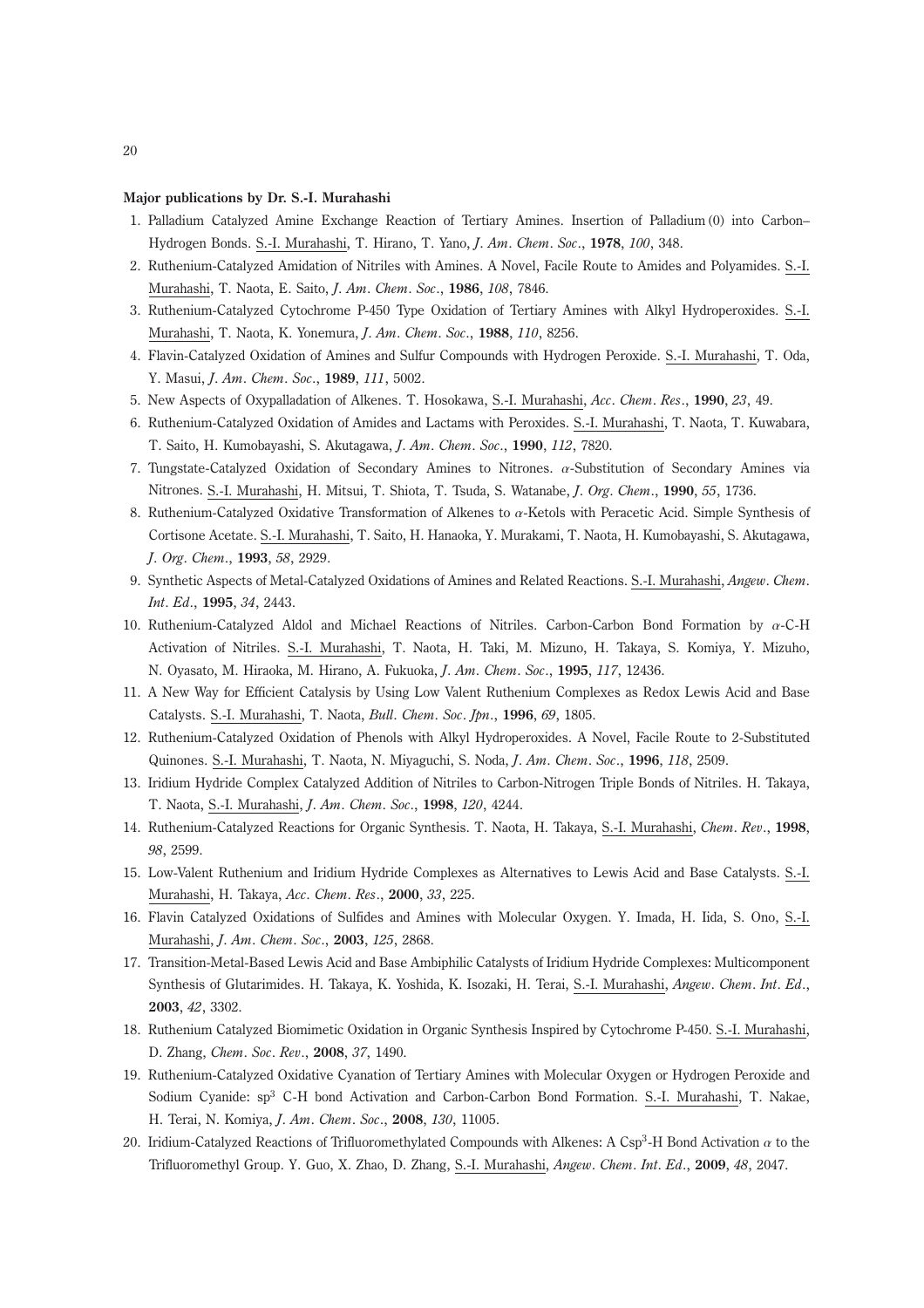**Major publications by Dr. S.-I. Murahashi**

1. Palladium Catalyzed Amine Exchange Reaction of Tertiary Amines. Insertion of Palladium (0) into Carbon–Hydrogen Bonds. S.-I. Murahashi, T. Hirano, T. Yano, *J. Am. Chem. Soc.*, **1978**, *100*, 348.
2. Ruthenium-Catalyzed Amidation of Nitriles with Amines. A Novel, Facile Route to Amides and Polyamides. S.-I. Murahashi, T. Naota, E. Saito, *J. Am. Chem. Soc.*, **1986**, *108*, 7846.
3. Ruthenium-Catalyzed Cytochrome P-450 Type Oxidation of Tertiary Amines with Alkyl Hydroperoxides. S.-I. Murahashi, T. Naota, K. Yonemura, *J. Am. Chem. Soc.*, **1988**, *110*, 8256.
4. Flavin-Catalyzed Oxidation of Amines and Sulfur Compounds with Hydrogen Peroxide. S.-I. Murahashi, T. Oda, Y. Masui, *J. Am. Chem. Soc.*, **1989**, *111*, 5002.
5. New Aspects of Oxypalladation of Alkenes. T. Hosokawa, S.-I. Murahashi, *Acc. Chem. Res.*, **1990**, *23*, 49.
6. Ruthenium-Catalyzed Oxidation of Amides and Lactams with Peroxides. S.-I. Murahashi, T. Naota, T. Kuwabara, T. Saito, H. Kumobayashi, S. Akutagawa, *J. Am. Chem. Soc.*, **1990**, *112*, 7820.
7. Tungstate-Catalyzed Oxidation of Secondary Amines to Nitrones. $\alpha$-Substitution of Secondary Amines via Nitrones. S.-I. Murahashi, H. Mitsui, T. Shiota, T. Tsuda, S. Watanabe, *J. Org. Chem.*, **1990**, *55*, 1736.
8. Ruthenium-Catalyzed Oxidative Transformation of Alkenes to $\alpha$-Ketols with Peracetic Acid. Simple Synthesis of Cortisone Acetate. S.-I. Murahashi, T. Saito, H. Hanaoka, Y. Murakami, T. Naota, H. Kumobayashi, S. Akutagawa, *J. Org. Chem.*, **1993**, *58*, 2929.
9. Synthetic Aspects of Metal-Catalyzed Oxidations of Amines and Related Reactions. S.-I. Murahashi, *Angew. Chem. Int. Ed.*, **1995**, *34*, 2443.
10. Ruthenium-Catalyzed Aldol and Michael Reactions of Nitriles. Carbon-Carbon Bond Formation by $\alpha$-C-H Activation of Nitriles. S.-I. Murahashi, T. Naota, H. Taki, M. Mizuno, H. Takaya, S. Komiya, Y. Mizuho, N. Oyasato, M. Hiraoka, M. Hirano, A. Fukuoka, *J. Am. Chem. Soc.*, **1995**, *117*, 12436.
11. A New Way for Efficient Catalysis by Using Low Valent Ruthenium Complexes as Redox Lewis Acid and Base Catalysts. S.-I. Murahashi, T. Naota, *Bull. Chem. Soc. Jpn.*, **1996**, *69*, 1805.
12. Ruthenium-Catalyzed Oxidation of Phenols with Alkyl Hydroperoxides. A Novel, Facile Route to 2-Substituted Quinones. S.-I. Murahashi, T. Naota, N. Miyaguchi, S. Noda, *J. Am. Chem. Soc.*, **1996**, *118*, 2509.
13. Iridium Hydride Complex Catalyzed Addition of Nitriles to Carbon-Nitrogen Triple Bonds of Nitriles. H. Takaya, T. Naota, S.-I. Murahashi, *J. Am. Chem. Soc.*, **1998**, *120*, 4244.
14. Ruthenium-Catalyzed Reactions for Organic Synthesis. T. Naota, H. Takaya, S.-I. Murahashi, *Chem. Rev.*, **1998**, *98*, 2599.
15. Low-Valent Ruthenium and Iridium Hydride Complexes as Alternatives to Lewis Acid and Base Catalysts. S.-I. Murahashi, H. Takaya, *Acc. Chem. Res.*, **2000**, *33*, 225.
16. Flavin Catalyzed Oxidations of Sulfides and Amines with Molecular Oxygen. Y. Imada, H. Iida, S. Ono, S.-I. Murahashi, *J. Am. Chem. Soc.*, **2003**, *125*, 2868.
17. Transition-Metal-Based Lewis Acid and Base Ambiphilic Catalysts of Iridium Hydride Complexes: Multicomponent Synthesis of Glutarimides. H. Takaya, K. Yoshida, K. Isozaki, H. Terai, S.-I. Murahashi, *Angew. Chem. Int. Ed.*, **2003**, *42*, 3302.
18. Ruthenium Catalyzed Biomimetic Oxidation in Organic Synthesis Inspired by Cytochrome P-450. S.-I. Murahashi, D. Zhang, *Chem. Soc. Rev.*, **2008**, *37*, 1490.
19. Ruthenium-Catalyzed Oxidative Cyanation of Tertiary Amines with Molecular Oxygen or Hydrogen Peroxide and Sodium Cyanide: $sp^3$ C-H bond Activation and Carbon-Carbon Bond Formation. S.-I. Murahashi, T. Nakae, H. Terai, N. Komiya, *J. Am. Chem. Soc.*, **2008**, *130*, 11005.
20. Iridium-Catalyzed Reactions of Trifluoromethylated Compounds with Alkenes: A $Csp^3$-H Bond Activation $\alpha$ to the Trifluoromethyl Group. Y. Guo, X. Zhao, D. Zhang, S.-I. Murahashi, *Angew. Chem. Int. Ed.*, **2009**, *48*, 2047.